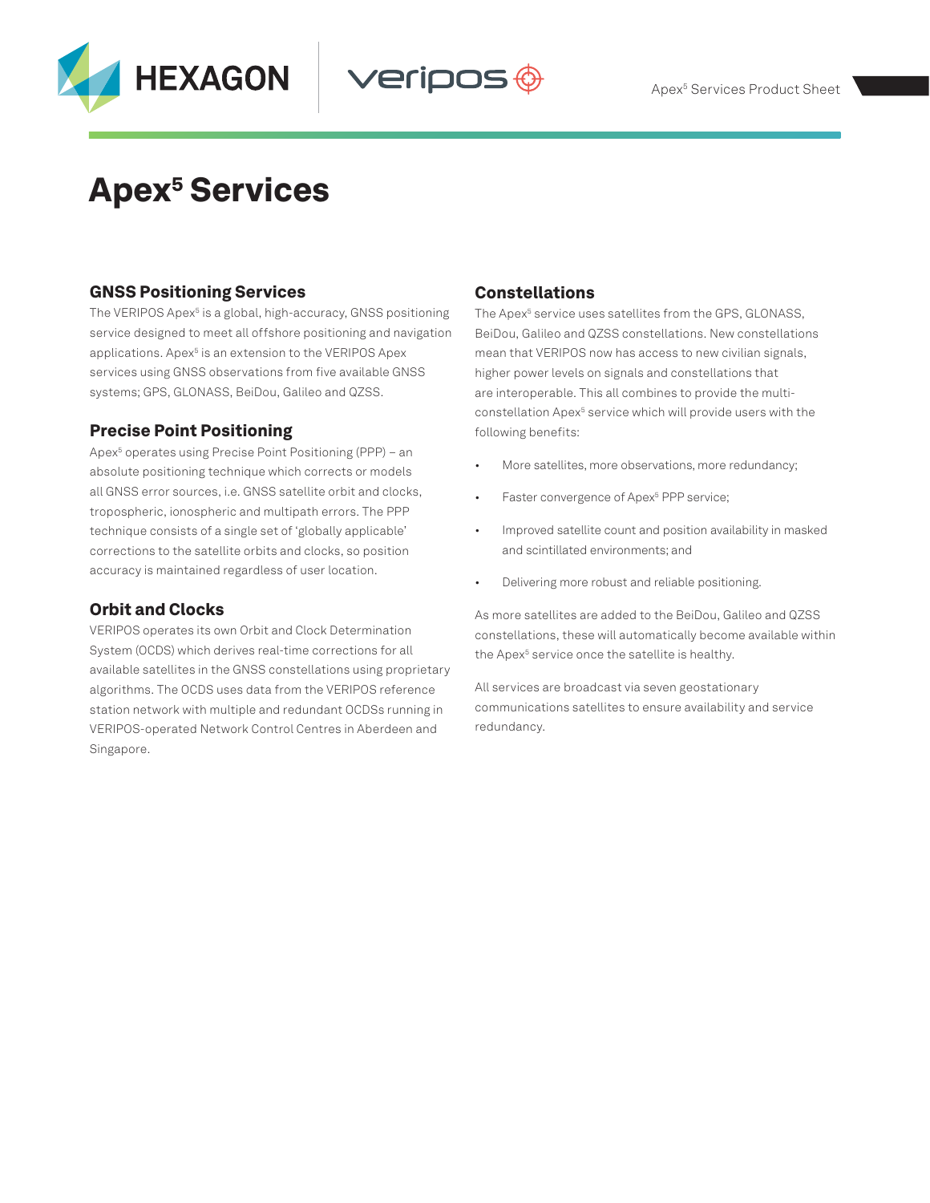# Apex⁵ Services

## GNSS Positioning Services

The VERIPOS Apex⁵ is a global, high-accuracy, GNSS positioning service designed to meet all offshore positioning and navigation applications. Apex⁵ is an extension to the VERIPOS Apex services using GNSS observations from five available GNSS systems; GPS, GLONASS, BeiDou, Galileo and QZSS.

## Precise Point Positioning

Apex⁵ operates using Precise Point Positioning (PPP) – an absolute positioning technique which corrects or models all GNSS error sources, i.e. GNSS satellite orbit and clocks, tropospheric, ionospheric and multipath errors. The PPP technique consists of a single set of 'globally applicable' corrections to the satellite orbits and clocks, so position accuracy is maintained regardless of user location.

## Orbit and Clocks

VERIPOS operates its own Orbit and Clock Determination System (OCDS) which derives real-time corrections for all available satellites in the GNSS constellations using proprietary algorithms. The OCDS uses data from the VERIPOS reference station network with multiple and redundant OCDSs running in VERIPOS-operated Network Control Centres in Aberdeen and Singapore.

## Constellations

The Apex⁵ service uses satellites from the GPS, GLONASS, BeiDou, Galileo and QZSS constellations. New constellations mean that VERIPOS now has access to new civilian signals, higher power levels on signals and constellations that are interoperable. This all combines to provide the multi-constellation Apex⁵ service which will provide users with the following benefits:

- More satellites, more observations, more redundancy;
- Faster convergence of Apex⁵ PPP service;
- Improved satellite count and position availability in masked and scintillated environments; and
- Delivering more robust and reliable positioning.

As more satellites are added to the BeiDou, Galileo and QZSS constellations, these will automatically become available within the Apex⁵ service once the satellite is healthy.

All services are broadcast via seven geostationary communications satellites to ensure availability and service redundancy.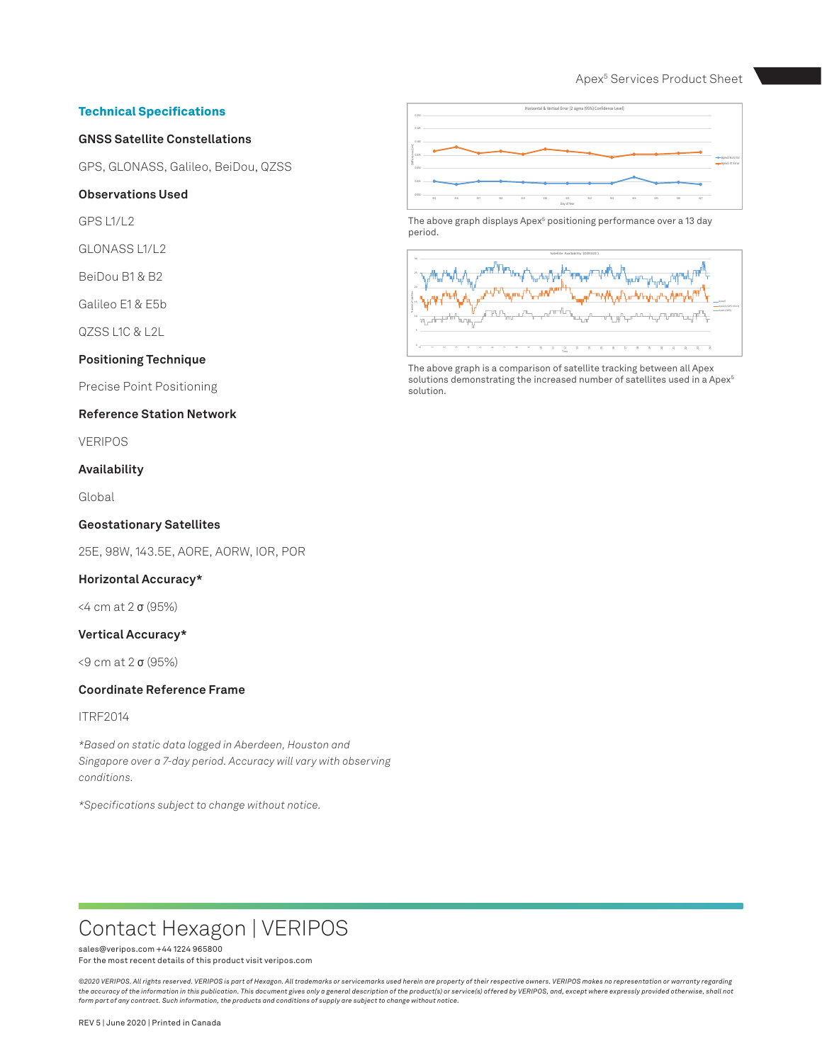## Technical Specifications

### GNSS Satellite Constellations

GPS, GLONASS, Galileo, BeiDou, QZSS

### Observations Used

GPS L1/L2

GLONASS L1/L2

BeiDou B1 & B2

Galileo E1 & E5b

QZSS L1C & L2L

### Positioning Technique

Precise Point Positioning

### Reference Station Network

VERIPOS

### Availability

Global

### Geostationary Satellites

25E, 98W, 143.5E, AORE, AORW, IOR, POR

### Horizontal Accuracy*

<4 cm at 2 σ (95%)

### Vertical Accuracy*

<9 cm at 2 σ (95%)

### Coordinate Reference Frame

ITRF2014

*\*Based on static data logged in Aberdeen, Houston and Singapore over a 7-day period. Accuracy will vary with observing conditions.*

*\*Specifications subject to change without notice.*

Horizontal & Vertical Error (2 sigma (95%) Confidence Level)

Day of Year

The above graph displays Apex[5] positioning performance over a 13 day period.

Satellite Availability (OSTV32)

Time

The above graph is a comparison of satellite tracking between all Apex solutions demonstrating the increased number of satellites used in a Apex[5] solution.

# Contact Hexagon | VERIPOS

sales@veripos.com +44 1224 965800
For the most recent details of this product visit veripos.com

*©2020 VERIPOS. All rights reserved. VERIPOS is part of Hexagon. All trademarks or servicemarks used herein are property of their respective owners. VERIPOS makes no representation or warranty regarding the accuracy of the information in this publication. This document gives only a general description of the product(s) or service(s) offered by VERIPOS, and, except where expressly provided otherwise, shall not form part of any contract. Such information, the products and conditions of supply are subject to change without notice.*

REV 5 | June 2020 | Printed in Canada